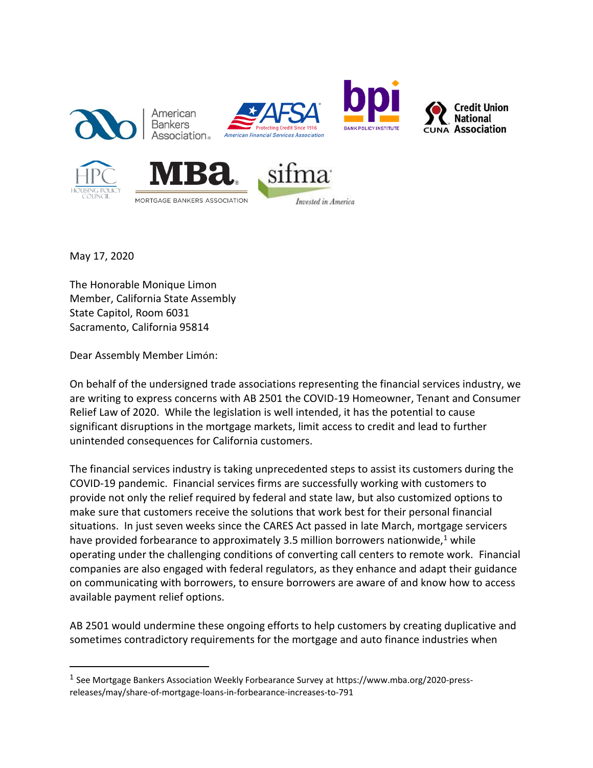May 17, 2020

The Honorable Monique Limon
Member, California State Assembly
State Capitol, Room 6031
Sacramento, California 95814

Dear Assembly Member Limón:

On behalf of the undersigned trade associations representing the financial services industry, we are writing to express concerns with AB 2501 the COVID-19 Homeowner, Tenant and Consumer Relief Law of 2020. While the legislation is well intended, it has the potential to cause significant disruptions in the mortgage markets, limit access to credit and lead to further unintended consequences for California customers.

The financial services industry is taking unprecedented steps to assist its customers during the COVID-19 pandemic. Financial services firms are successfully working with customers to provide not only the relief required by federal and state law, but also customized options to make sure that customers receive the solutions that work best for their personal financial situations. In just seven weeks since the CARES Act passed in late March, mortgage servicers have provided forbearance to approximately 3.5 million borrowers nationwide,[1] while operating under the challenging conditions of converting call centers to remote work. Financial companies are also engaged with federal regulators, as they enhance and adapt their guidance on communicating with borrowers, to ensure borrowers are aware of and know how to access available payment relief options.

AB 2501 would undermine these ongoing efforts to help customers by creating duplicative and sometimes contradictory requirements for the mortgage and auto finance industries when

---

[1] See Mortgage Bankers Association Weekly Forbearance Survey at https://www.mba.org/2020-press-releases/may/share-of-mortgage-loans-in-forbearance-increases-to-791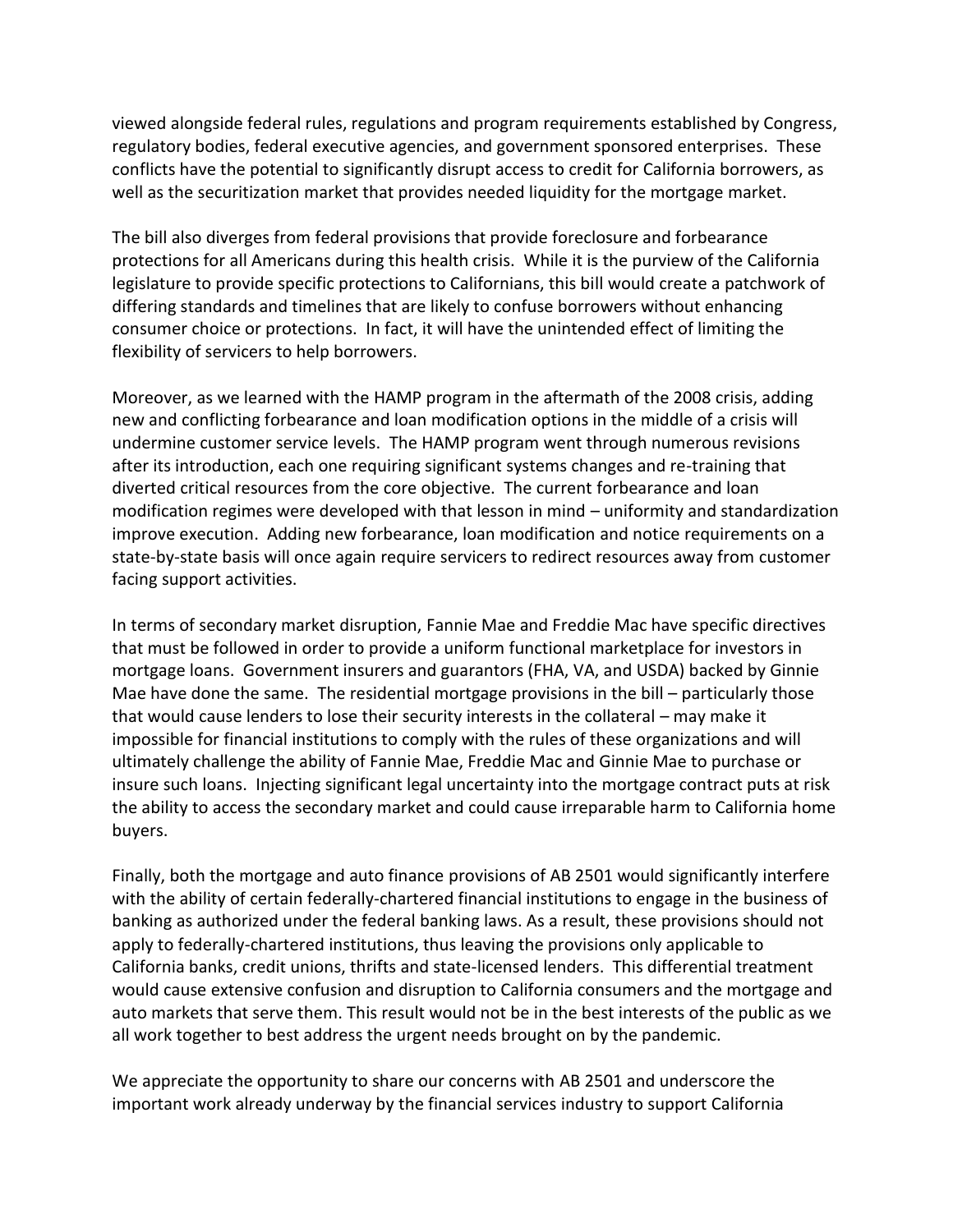viewed alongside federal rules, regulations and program requirements established by Congress, regulatory bodies, federal executive agencies, and government sponsored enterprises. These conflicts have the potential to significantly disrupt access to credit for California borrowers, as well as the securitization market that provides needed liquidity for the mortgage market.

The bill also diverges from federal provisions that provide foreclosure and forbearance protections for all Americans during this health crisis. While it is the purview of the California legislature to provide specific protections to Californians, this bill would create a patchwork of differing standards and timelines that are likely to confuse borrowers without enhancing consumer choice or protections. In fact, it will have the unintended effect of limiting the flexibility of servicers to help borrowers.

Moreover, as we learned with the HAMP program in the aftermath of the 2008 crisis, adding new and conflicting forbearance and loan modification options in the middle of a crisis will undermine customer service levels. The HAMP program went through numerous revisions after its introduction, each one requiring significant systems changes and re-training that diverted critical resources from the core objective. The current forbearance and loan modification regimes were developed with that lesson in mind – uniformity and standardization improve execution. Adding new forbearance, loan modification and notice requirements on a state-by-state basis will once again require servicers to redirect resources away from customer facing support activities.

In terms of secondary market disruption, Fannie Mae and Freddie Mac have specific directives that must be followed in order to provide a uniform functional marketplace for investors in mortgage loans. Government insurers and guarantors (FHA, VA, and USDA) backed by Ginnie Mae have done the same. The residential mortgage provisions in the bill – particularly those that would cause lenders to lose their security interests in the collateral – may make it impossible for financial institutions to comply with the rules of these organizations and will ultimately challenge the ability of Fannie Mae, Freddie Mac and Ginnie Mae to purchase or insure such loans. Injecting significant legal uncertainty into the mortgage contract puts at risk the ability to access the secondary market and could cause irreparable harm to California home buyers.

Finally, both the mortgage and auto finance provisions of AB 2501 would significantly interfere with the ability of certain federally-chartered financial institutions to engage in the business of banking as authorized under the federal banking laws. As a result, these provisions should not apply to federally-chartered institutions, thus leaving the provisions only applicable to California banks, credit unions, thrifts and state-licensed lenders. This differential treatment would cause extensive confusion and disruption to California consumers and the mortgage and auto markets that serve them. This result would not be in the best interests of the public as we all work together to best address the urgent needs brought on by the pandemic.

We appreciate the opportunity to share our concerns with AB 2501 and underscore the important work already underway by the financial services industry to support California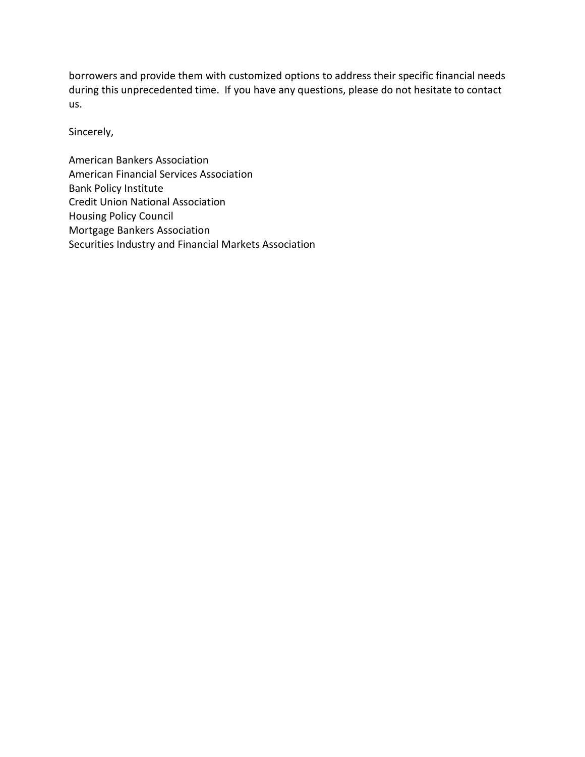borrowers and provide them with customized options to address their specific financial needs during this unprecedented time. If you have any questions, please do not hesitate to contact us.

Sincerely,

American Bankers Association
American Financial Services Association
Bank Policy Institute
Credit Union National Association
Housing Policy Council
Mortgage Bankers Association
Securities Industry and Financial Markets Association